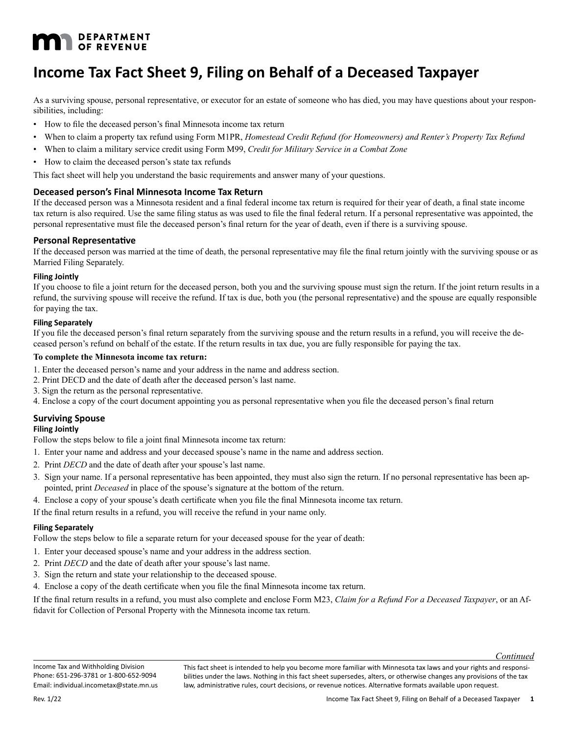# Income Tax Fact Sheet 9, Filing on Behalf of a Deceased Taxpayer

As a surviving spouse, personal representative, or executor for an estate of someone who has died, you may have questions about your responsibilities, including:

- How to file the deceased person's final Minnesota income tax return
- When to claim a property tax refund using Form M1PR, *Homestead Credit Refund (for Homeowners) and Renter's Property Tax Refund*
- When to claim a military service credit using Form M99, *Credit for Military Service in a Combat Zone*
- How to claim the deceased person's state tax refunds

This fact sheet will help you understand the basic requirements and answer many of your questions.

## Deceased person's Final Minnesota Income Tax Return

If the deceased person was a Minnesota resident and a final federal income tax return is required for their year of death, a final state income tax return is also required. Use the same filing status as was used to file the final federal return. If a personal representative was appointed, the personal representative must file the deceased person's final return for the year of death, even if there is a surviving spouse.

## Personal Representative

If the deceased person was married at the time of death, the personal representative may file the final return jointly with the surviving spouse or as Married Filing Separately.

### Filing Jointly

If you choose to file a joint return for the deceased person, both you and the surviving spouse must sign the return. If the joint return results in a refund, the surviving spouse will receive the refund. If tax is due, both you (the personal representative) and the spouse are equally responsible for paying the tax.

### Filing Separately

If you file the deceased person's final return separately from the surviving spouse and the return results in a refund, you will receive the deceased person's refund on behalf of the estate. If the return results in tax due, you are fully responsible for paying the tax.

**To complete the Minnesota income tax return:**

1. Enter the deceased person's name and your address in the name and address section.
2. Print DECD and the date of death after the deceased person's last name.
3. Sign the return as the personal representative.
4. Enclose a copy of the court document appointing you as personal representative when you file the deceased person's final return

## Surviving Spouse

### Filing Jointly

Follow the steps below to file a joint final Minnesota income tax return:

1. Enter your name and address and your deceased spouse's name in the name and address section.
2. Print *DECD* and the date of death after your spouse's last name.
3. Sign your name. If a personal representative has been appointed, they must also sign the return. If no personal representative has been appointed, print *Deceased* in place of the spouse's signature at the bottom of the return.
4. Enclose a copy of your spouse's death certificate when you file the final Minnesota income tax return.

If the final return results in a refund, you will receive the refund in your name only.

### Filing Separately

Follow the steps below to file a separate return for your deceased spouse for the year of death:

1. Enter your deceased spouse's name and your address in the address section.
2. Print *DECD* and the date of death after your spouse's last name.
3. Sign the return and state your relationship to the deceased spouse.
4. Enclose a copy of the death certificate when you file the final Minnesota income tax return.

If the final return results in a refund, you must also complete and enclose Form M23, *Claim for a Refund For a Deceased Taxpayer*, or an Affidavit for Collection of Personal Property with the Minnesota income tax return.

*Continued*

Income Tax and Withholding Division
Phone: 651-296-3781 or 1-800-652-9094
Email: individual.incometax@state.mn.us

This fact sheet is intended to help you become more familiar with Minnesota tax laws and your rights and responsibilities under the laws. Nothing in this fact sheet supersedes, alters, or otherwise changes any provisions of the tax law, administrative rules, court decisions, or revenue notices. Alternative formats available upon request.

Rev. 1/22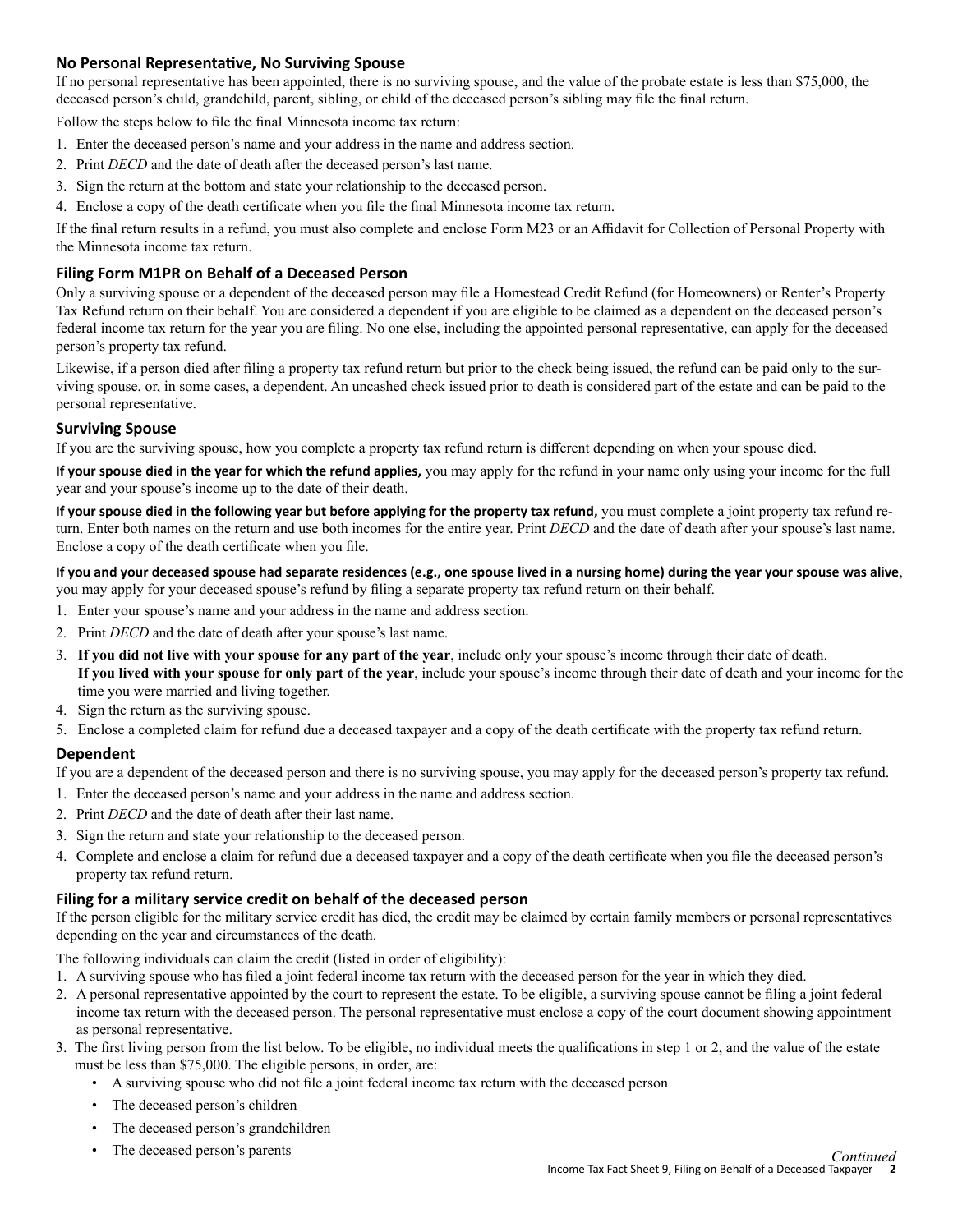### No Personal Representative, No Surviving Spouse

If no personal representative has been appointed, there is no surviving spouse, and the value of the probate estate is less than $75,000, the deceased person's child, grandchild, parent, sibling, or child of the deceased person's sibling may file the final return.

Follow the steps below to file the final Minnesota income tax return:

1. Enter the deceased person's name and your address in the name and address section.
2. Print *DECD* and the date of death after the deceased person's last name.
3. Sign the return at the bottom and state your relationship to the deceased person.
4. Enclose a copy of the death certificate when you file the final Minnesota income tax return.

If the final return results in a refund, you must also complete and enclose Form M23 or an Affidavit for Collection of Personal Property with the Minnesota income tax return.

### Filing Form M1PR on Behalf of a Deceased Person

Only a surviving spouse or a dependent of the deceased person may file a Homestead Credit Refund (for Homeowners) or Renter's Property Tax Refund return on their behalf. You are considered a dependent if you are eligible to be claimed as a dependent on the deceased person's federal income tax return for the year you are filing. No one else, including the appointed personal representative, can apply for the deceased person's property tax refund.

Likewise, if a person died after filing a property tax refund return but prior to the check being issued, the refund can be paid only to the surviving spouse, or, in some cases, a dependent. An uncashed check issued prior to death is considered part of the estate and can be paid to the personal representative.

### Surviving Spouse

If you are the surviving spouse, how you complete a property tax refund return is different depending on when your spouse died.

**If your spouse died in the year for which the refund applies,** you may apply for the refund in your name only using your income for the full year and your spouse's income up to the date of their death.

**If your spouse died in the following year but before applying for the property tax refund,** you must complete a joint property tax refund return. Enter both names on the return and use both incomes for the entire year. Print *DECD* and the date of death after your spouse's last name. Enclose a copy of the death certificate when you file.

**If you and your deceased spouse had separate residences (e.g., one spouse lived in a nursing home) during the year your spouse was alive**, you may apply for your deceased spouse's refund by filing a separate property tax refund return on their behalf.

1. Enter your spouse's name and your address in the name and address section.
2. Print *DECD* and the date of death after your spouse's last name.
3. **If you did not live with your spouse for any part of the year**, include only your spouse's income through their date of death. **If you lived with your spouse for only part of the year**, include your spouse's income through their date of death and your income for the time you were married and living together.
4. Sign the return as the surviving spouse.
5. Enclose a completed claim for refund due a deceased taxpayer and a copy of the death certificate with the property tax refund return.

### Dependent

If you are a dependent of the deceased person and there is no surviving spouse, you may apply for the deceased person's property tax refund.

1. Enter the deceased person's name and your address in the name and address section.
2. Print *DECD* and the date of death after their last name.
3. Sign the return and state your relationship to the deceased person.
4. Complete and enclose a claim for refund due a deceased taxpayer and a copy of the death certificate when you file the deceased person's property tax refund return.

### Filing for a military service credit on behalf of the deceased person

If the person eligible for the military service credit has died, the credit may be claimed by certain family members or personal representatives depending on the year and circumstances of the death.

The following individuals can claim the credit (listed in order of eligibility):

1. A surviving spouse who has filed a joint federal income tax return with the deceased person for the year in which they died.
2. A personal representative appointed by the court to represent the estate. To be eligible, a surviving spouse cannot be filing a joint federal income tax return with the deceased person. The personal representative must enclose a copy of the court document showing appointment as personal representative.
3. The first living person from the list below. To be eligible, no individual meets the qualifications in step 1 or 2, and the value of the estate must be less than $75,000. The eligible persons, in order, are:
   - A surviving spouse who did not file a joint federal income tax return with the deceased person
   - The deceased person's children
   - The deceased person's grandchildren
   - The deceased person's parents

*Continued*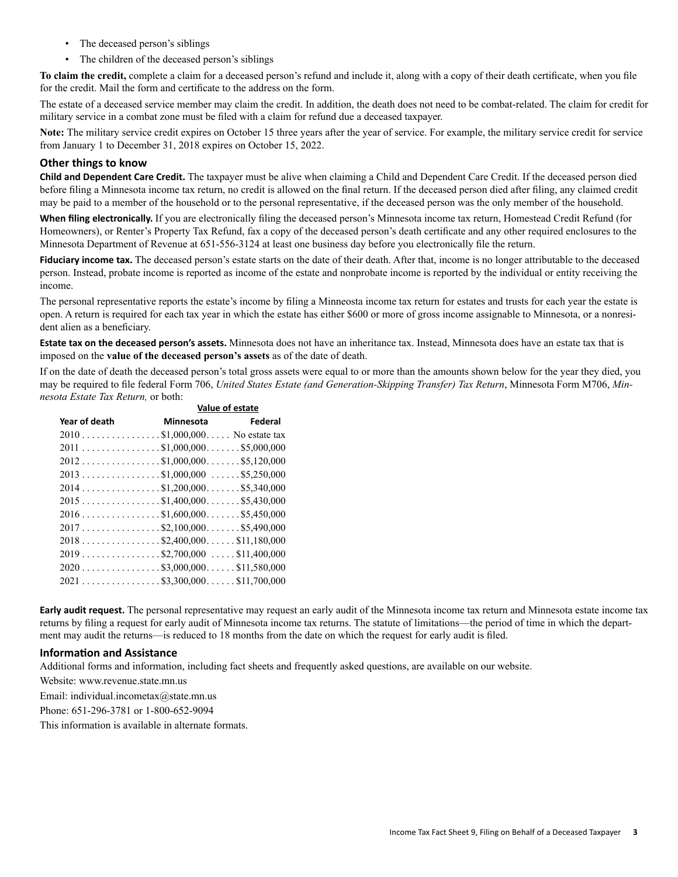- The deceased person's siblings
- The children of the deceased person's siblings

**To claim the credit,** complete a claim for a deceased person's refund and include it, along with a copy of their death certificate, when you file for the credit. Mail the form and certificate to the address on the form.

The estate of a deceased service member may claim the credit. In addition, the death does not need to be combat-related. The claim for credit for military service in a combat zone must be filed with a claim for refund due a deceased taxpayer.

**Note:** The military service credit expires on October 15 three years after the year of service. For example, the military service credit for service from January 1 to December 31, 2018 expires on October 15, 2022.

## Other things to know

**Child and Dependent Care Credit.** The taxpayer must be alive when claiming a Child and Dependent Care Credit. If the deceased person died before filing a Minnesota income tax return, no credit is allowed on the final return. If the deceased person died after filing, any claimed credit may be paid to a member of the household or to the personal representative, if the deceased person was the only member of the household.

**When filing electronically.** If you are electronically filing the deceased person's Minnesota income tax return, Homestead Credit Refund (for Homeowners), or Renter's Property Tax Refund, fax a copy of the deceased person's death certificate and any other required enclosures to the Minnesota Department of Revenue at 651-556-3124 at least one business day before you electronically file the return.

**Fiduciary income tax.** The deceased person's estate starts on the date of their death. After that, income is no longer attributable to the deceased person. Instead, probate income is reported as income of the estate and nonprobate income is reported by the individual or entity receiving the income.

The personal representative reports the estate's income by filing a Minneosta income tax return for estates and trusts for each year the estate is open. A return is required for each tax year in which the estate has either $600 or more of gross income assignable to Minnesota, or a nonresident alien as a beneficiary.

**Estate tax on the deceased person's assets.** Minnesota does not have an inheritance tax. Instead, Minnesota does have an estate tax that is imposed on the **value of the deceased person's assets** as of the date of death.

If on the date of death the deceased person's total gross assets were equal to or more than the amounts shown below for the year they died, you may be required to file federal Form 706, *United States Estate (and Generation-Skipping Transfer) Tax Return*, Minnesota Form M706, *Minnesota Estate Tax Return,* or both:

| | Value of estate | |
|---|---|---|
| **Year of death** | **Minnesota** | **Federal** |
| 2010 | $1,000,000 | No estate tax |
| 2011 | $1,000,000 | $5,000,000 |
| 2012 | $1,000,000 | $5,120,000 |
| 2013 | $1,000,000 | $5,250,000 |
| 2014 | $1,200,000 | $5,340,000 |
| 2015 | $1,400,000 | $5,430,000 |
| 2016 | $1,600,000 | $5,450,000 |
| 2017 | $2,100,000 | $5,490,000 |
| 2018 | $2,400,000 | $11,180,000 |
| 2019 | $2,700,000 | $11,400,000 |
| 2020 | $3,000,000 | $11,580,000 |
| 2021 | $3,300,000 | $11,700,000 |

**Early audit request.** The personal representative may request an early audit of the Minnesota income tax return and Minnesota estate income tax returns by filing a request for early audit of Minnesota income tax returns. The statute of limitations—the period of time in which the department may audit the returns—is reduced to 18 months from the date on which the request for early audit is filed.

## Information and Assistance

Additional forms and information, including fact sheets and frequently asked questions, are available on our website.

Website: www.revenue.state.mn.us

Email: individual.incometax@state.mn.us

Phone: 651-296-3781 or 1-800-652-9094

This information is available in alternate formats.